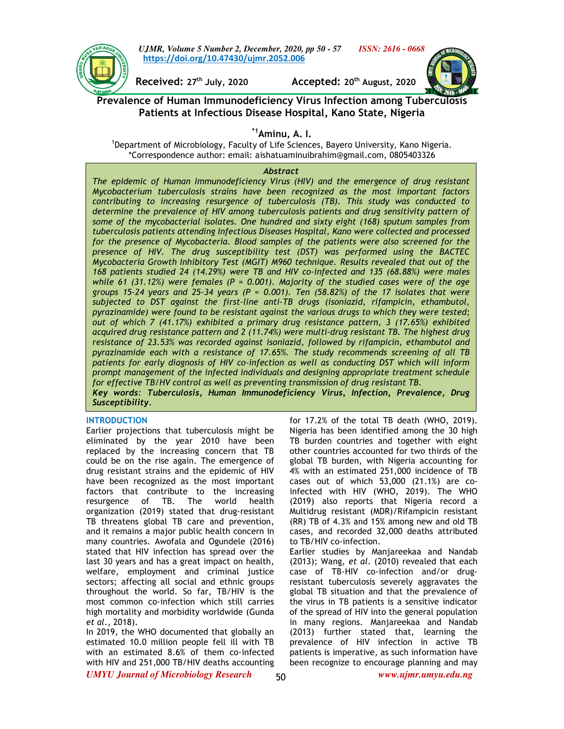Received: 27th July, 2020 Accepted: 20th August, 2020

https://doi.org/10.47430/ujmr.2052.006

# Prevalence of Human Immunodeficiency Virus Infection among Tuberculosis Patients at Infectious Disease Hospital, Kano State, Nigeria

**[*1]Aminu, A. I.**

[1]Department of Microbiology, Faculty of Life Sciences, Bayero University, Kano Nigeria.
*Correspondence author: email: aishatuaminuibrahim@gmail.com, 0805403326

## Abstract

*The epidemic of Human Immunodeficiency Virus (HIV) and the emergence of drug resistant Mycobacterium tuberculosis strains have been recognized as the most important factors contributing to increasing resurgence of tuberculosis (TB). This study was conducted to determine the prevalence of HIV among tuberculosis patients and drug sensitivity pattern of some of the mycobacterial isolates. One hundred and sixty eight (168) sputum samples from tuberculosis patients attending Infectious Diseases Hospital, Kano were collected and processed for the presence of Mycobacteria. Blood samples of the patients were also screened for the presence of HIV. The drug susceptibility test (DST) was performed using the BACTEC Mycobacteria Growth Inhibitory Test (MGIT) M960 technique. Results revealed that out of the 168 patients studied 24 (14.29%) were TB and HIV co-infected and 135 (68.88%) were males while 61 (31.12%) were females (P = 0.001). Majority of the studied cases were of the age groups 15-24 years and 25-34 years (P = 0.001). Ten (58.82%) of the 17 isolates that were subjected to DST against the first-line anti-TB drugs (isoniazid, rifampicin, ethambutol, pyrazinamide) were found to be resistant against the various drugs to which they were tested; out of which 7 (41.17%) exhibited a primary drug resistance pattern, 3 (17.65%) exhibited acquired drug resistance pattern and 2 (11.74%) were multi-drug resistant TB. The highest drug resistance of 23.53% was recorded against isoniazid, followed by rifampicin, ethambutol and pyrazinamide each with a resistance of 17.65%. The study recommends screening of all TB patients for early diagnosis of HIV co-infection as well as conducting DST which will inform prompt management of the infected individuals and designing appropriate treatment schedule for effective TB/HV control as well as preventing transmission of drug resistant TB.*

***Key words**: Tuberculosis, Human Immunodeficiency Virus, Infection, Prevalence, Drug Susceptibility.*

## INTRODUCTION

Earlier projections that tuberculosis might be eliminated by the year 2010 have been replaced by the increasing concern that TB could be on the rise again. The emergence of drug resistant strains and the epidemic of HIV have been recognized as the most important factors that contribute to the increasing resurgence of TB. The world health organization (2019) stated that drug-resistant TB threatens global TB care and prevention, and it remains a major public health concern in many countries. Awofala and Ogundele (2016) stated that HIV infection has spread over the last 30 years and has a great impact on health, welfare, employment and criminal justice sectors; affecting all social and ethnic groups throughout the world. So far, TB/HIV is the most common co-infection which still carries high mortality and morbidity worldwide (Gunda *et al*., 2018).

In 2019, the WHO documented that globally an estimated 10.0 million people fell ill with TB with an estimated 8.6% of them co-infected with HIV and 251,000 TB/HIV deaths accounting for 17.2% of the total TB death (WHO, 2019). Nigeria has been identified among the 30 high TB burden countries and together with eight other countries accounted for two thirds of the global TB burden, with Nigeria accounting for 4% with an estimated 251,000 incidence of TB cases out of which 53,000 (21.1%) are co-infected with HIV (WHO, 2019). The WHO (2019) also reports that Nigeria record a Multidrug resistant (MDR)/Rifampicin resistant (RR) TB of 4.3% and 15% among new and old TB cases, and recorded 32,000 deaths attributed to TB/HIV co-infection.

Earlier studies by Manjareekaa and Nandab (2013); Wang, *et al*. (2010) revealed that each case of TB-HIV co-infection and/or drug-resistant tuberculosis severely aggravates the global TB situation and that the prevalence of the virus in TB patients is a sensitive indicator of the spread of HIV into the general population in many regions. Manjareekaa and Nandab (2013) further stated that, learning the prevalence of HIV infection in active TB patients is imperative, as such information have been recognize to encourage planning and may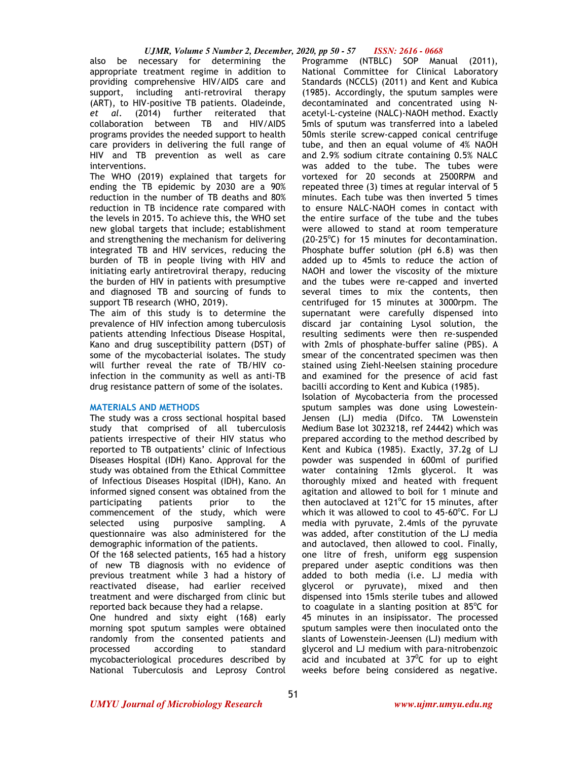also be necessary for determining the appropriate treatment regime in addition to providing comprehensive HIV/AIDS care and support, including anti-retroviral therapy (ART), to HIV-positive TB patients. Oladeinde, *et al*. (2014) further reiterated that collaboration between TB and HIV/AIDS programs provides the needed support to health care providers in delivering the full range of HIV and TB prevention as well as care interventions.

The WHO (2019) explained that targets for ending the TB epidemic by 2030 are a 90% reduction in the number of TB deaths and 80% reduction in TB incidence rate compared with the levels in 2015. To achieve this, the WHO set new global targets that include; establishment and strengthening the mechanism for delivering integrated TB and HIV services, reducing the burden of TB in people living with HIV and initiating early antiretroviral therapy, reducing the burden of HIV in patients with presumptive and diagnosed TB and sourcing of funds to support TB research (WHO, 2019).

The aim of this study is to determine the prevalence of HIV infection among tuberculosis patients attending Infectious Disease Hospital, Kano and drug susceptibility pattern (DST) of some of the mycobacterial isolates. The study will further reveal the rate of TB/HIV co-infection in the community as well as anti-TB drug resistance pattern of some of the isolates.

## MATERIALS AND METHODS

The study was a cross sectional hospital based study that comprised of all tuberculosis patients irrespective of their HIV status who reported to TB outpatients' clinic of Infectious Diseases Hospital (IDH) Kano. Approval for the study was obtained from the Ethical Committee of Infectious Diseases Hospital (IDH), Kano. An informed signed consent was obtained from the participating patients prior to the commencement of the study, which were selected using purposive sampling. A questionnaire was also administered for the demographic information of the patients.

Of the 168 selected patients, 165 had a history of new TB diagnosis with no evidence of previous treatment while 3 had a history of reactivated disease, had earlier received treatment and were discharged from clinic but reported back because they had a relapse.

One hundred and sixty eight (168) early morning spot sputum samples were obtained randomly from the consented patients and processed according to standard mycobacteriological procedures described by National Tuberculosis and Leprosy Control Programme (NTBLC) SOP Manual (2011), National Committee for Clinical Laboratory Standards (NCCLS) (2011) and Kent and Kubica (1985). Accordingly, the sputum samples were decontaminated and concentrated using N-acetyl-L-cysteine (NALC)-NAOH method. Exactly 5mls of sputum was transferred into a labeled 50mls sterile screw-capped conical centrifuge tube, and then an equal volume of 4% NAOH and 2.9% sodium citrate containing 0.5% NALC was added to the tube. The tubes were vortexed for 20 seconds at 2500RPM and repeated three (3) times at regular interval of 5 minutes. Each tube was then inverted 5 times to ensure NALC-NAOH comes in contact with the entire surface of the tube and the tubes were allowed to stand at room temperature (20-25°C) for 15 minutes for decontamination. Phosphate buffer solution (pH 6.8) was then added up to 45mls to reduce the action of NAOH and lower the viscosity of the mixture and the tubes were re-capped and inverted several times to mix the contents, then centrifuged for 15 minutes at 3000rpm. The supernatant were carefully dispensed into discard jar containing Lysol solution, the resulting sediments were then re-suspended with 2mls of phosphate-buffer saline (PBS). A smear of the concentrated specimen was then stained using Ziehl-Neelsen staining procedure and examined for the presence of acid fast bacilli according to Kent and Kubica (1985).

Isolation of Mycobacteria from the processed sputum samples was done using Lowestein-Jensen (LJ) media (Difco. TM Lowenstein Medium Base lot 3023218, ref 24442) which was prepared according to the method described by Kent and Kubica (1985). Exactly, 37.2g of LJ powder was suspended in 600ml of purified water containing 12mls glycerol. It was thoroughly mixed and heated with frequent agitation and allowed to boil for 1 minute and then autoclaved at 121°C for 15 minutes, after which it was allowed to cool to 45-60°C. For LJ media with pyruvate, 2.4mls of the pyruvate was added, after constitution of the LJ media and autoclaved, then allowed to cool. Finally, one litre of fresh, uniform egg suspension prepared under aseptic conditions was then added to both media (i.e. LJ media with glycerol or pyruvate), mixed and then dispensed into 15mls sterile tubes and allowed to coagulate in a slanting position at 85°C for 45 minutes in an insipissator. The processed sputum samples were then inoculated onto the slants of Lowenstein-Jeensen (LJ) medium with glycerol and LJ medium with para-nitrobenzoic acid and incubated at 37°C for up to eight weeks before being considered as negative.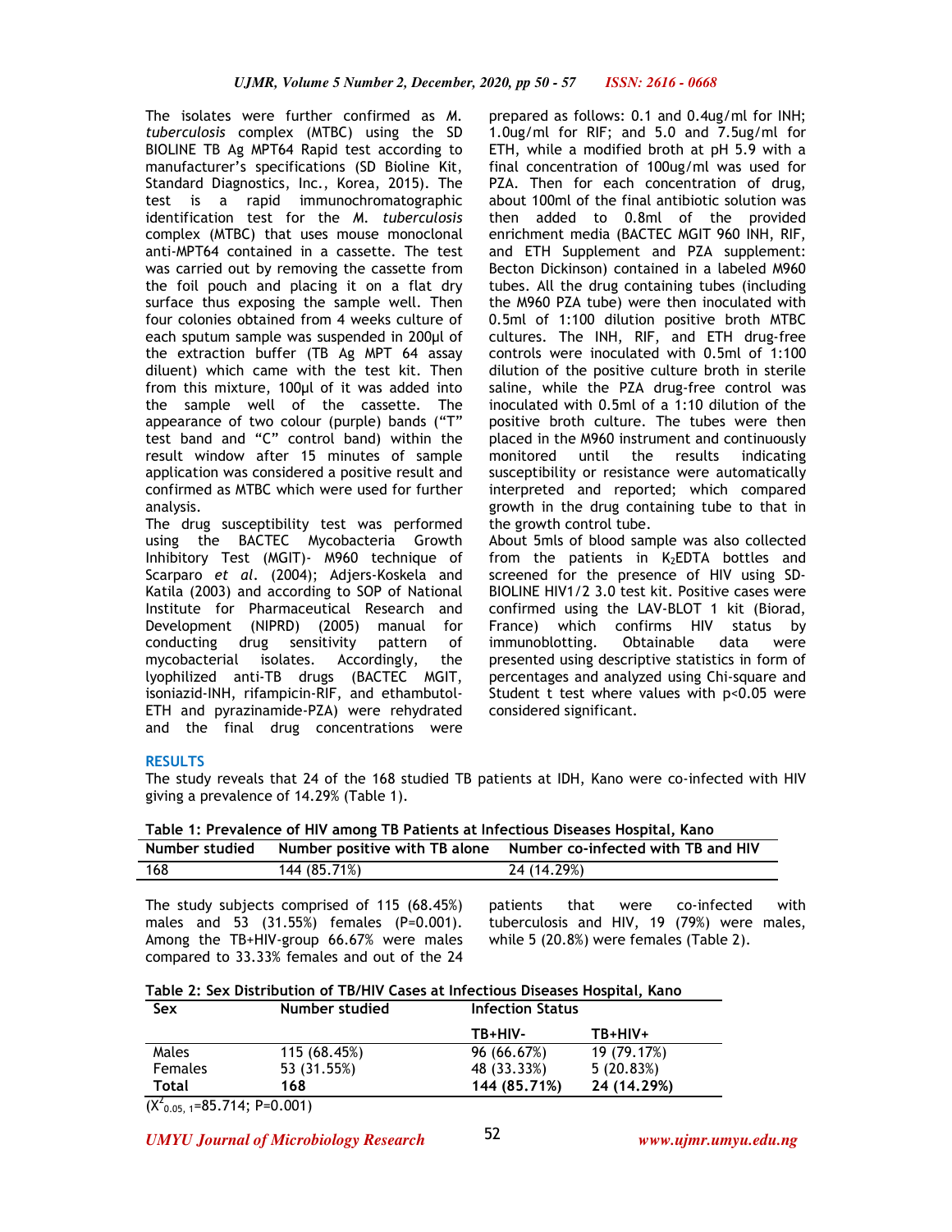The isolates were further confirmed as *M. tuberculosis* complex (MTBC) using the SD BIOLINE TB Ag MPT64 Rapid test according to manufacturer's specifications (SD Bioline Kit, Standard Diagnostics, Inc., Korea, 2015). The test is a rapid immunochromatographic identification test for the *M. tuberculosis* complex (MTBC) that uses mouse monoclonal anti-MPT64 contained in a cassette. The test was carried out by removing the cassette from the foil pouch and placing it on a flat dry surface thus exposing the sample well. Then four colonies obtained from 4 weeks culture of each sputum sample was suspended in 200µl of the extraction buffer (TB Ag MPT 64 assay diluent) which came with the test kit. Then from this mixture, 100µl of it was added into the sample well of the cassette. The appearance of two colour (purple) bands ("T" test band and "C" control band) within the result window after 15 minutes of sample application was considered a positive result and confirmed as MTBC which were used for further analysis.

The drug susceptibility test was performed using the BACTEC Mycobacteria Growth Inhibitory Test (MGIT)- M960 technique of Scarparo *et al*. (2004); Adjers-Koskela and Katila (2003) and according to SOP of National Institute for Pharmaceutical Research and Development (NIPRD) (2005) manual for conducting drug sensitivity pattern of mycobacterial isolates. Accordingly, the lyophilized anti-TB drugs (BACTEC MGIT, isoniazid-INH, rifampicin-RIF, and ethambutol-ETH and pyrazinamide-PZA) were rehydrated and the final drug concentrations were prepared as follows: 0.1 and 0.4ug/ml for INH; 1.0ug/ml for RIF; and 5.0 and 7.5ug/ml for ETH, while a modified broth at pH 5.9 with a final concentration of 100ug/ml was used for PZA. Then for each concentration of drug, about 100ml of the final antibiotic solution was then added to 0.8ml of the provided enrichment media (BACTEC MGIT 960 INH, RIF, and ETH Supplement and PZA supplement: Becton Dickinson) contained in a labeled M960 tubes. All the drug containing tubes (including the M960 PZA tube) were then inoculated with 0.5ml of 1:100 dilution positive broth MTBC cultures. The INH, RIF, and ETH drug-free controls were inoculated with 0.5ml of 1:100 dilution of the positive culture broth in sterile saline, while the PZA drug-free control was inoculated with 0.5ml of a 1:10 dilution of the positive broth culture. The tubes were then placed in the M960 instrument and continuously monitored until the results indicating susceptibility or resistance were automatically interpreted and reported; which compared growth in the drug containing tube to that in the growth control tube.

About 5mls of blood sample was also collected from the patients in $K_2$EDTA bottles and screened for the presence of HIV using SD-BIOLINE HIV1/2 3.0 test kit. Positive cases were confirmed using the LAV-BLOT 1 kit (Biorad, France) which confirms HIV status by immunoblotting. Obtainable data were presented using descriptive statistics in form of percentages and analyzed using Chi-square and Student t test where values with p<0.05 were considered significant.

## RESULTS

The study reveals that 24 of the 168 studied TB patients at IDH, Kano were co-infected with HIV giving a prevalence of 14.29% (Table 1).

**Table 1: Prevalence of HIV among TB Patients at Infectious Diseases Hospital, Kano**

| Number studied | Number positive with TB alone | Number co-infected with TB and HIV |
|---|---|---|
| 168 | 144 (85.71%) | 24 (14.29%) |

The study subjects comprised of 115 (68.45%) males and 53 (31.55%) females (P=0.001). Among the TB+HIV-group 66.67% were males compared to 33.33% females and out of the 24 patients that were co-infected with tuberculosis and HIV, 19 (79%) were males, while 5 (20.8%) were females (Table 2).

**Table 2: Sex Distribution of TB/HIV Cases at Infectious Diseases Hospital, Kano**

| Sex | Number studied | Infection Status | |
|---|---|---|---|
| | | TB+HIV- | TB+HIV+ |
| Males | 115 (68.45%) | 96 (66.67%) | 19 (79.17%) |
| Females | 53 (31.55%) | 48 (33.33%) | 5 (20.83%) |
| **Total** | **168** | **144 (85.71%)** | **24 (14.29%)** |

($X^2_{0.05,\,1}$=85.714; P=0.001)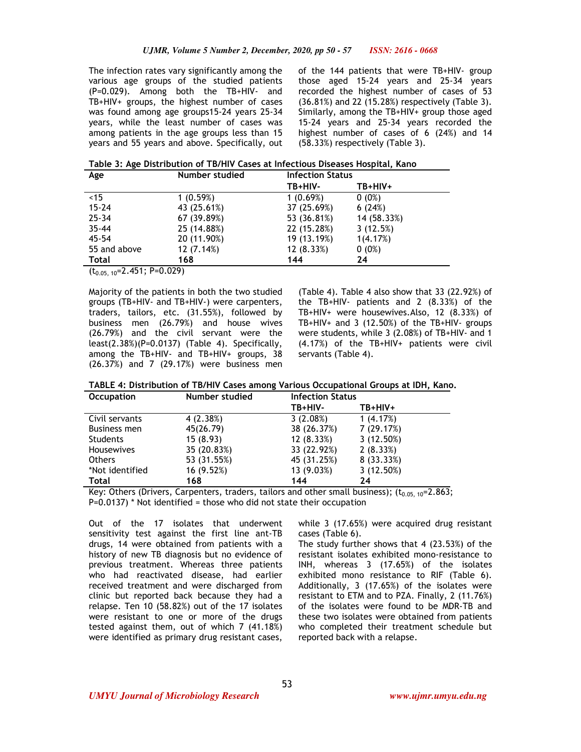The infection rates vary significantly among the various age groups of the studied patients (P=0.029). Among both the TB+HIV- and TB+HIV+ groups, the highest number of cases was found among age groups15-24 years 25-34 years, while the least number of cases was among patients in the age groups less than 15 years and 55 years and above. Specifically, out of the 144 patients that were TB+HIV- group those aged 15-24 years and 25-34 years recorded the highest number of cases of 53 (36.81%) and 22 (15.28%) respectively (Table 3). Similarly, among the TB+HIV+ group those aged 15-24 years and 25-34 years recorded the highest number of cases of 6 (24%) and 14 (58.33%) respectively (Table 3).

**Table 3: Age Distribution of TB/HIV Cases at Infectious Diseases Hospital, Kano**

| Age | Number studied | Infection Status | |
|---|---|---|---|
| | | TB+HIV- | TB+HIV+ |
| <15 | 1 (0.59%) | 1 (0.69%) | 0 (0%) |
| 15-24 | 43 (25.61%) | 37 (25.69%) | 6 (24%) |
| 25-34 | 67 (39.89%) | 53 (36.81%) | 14 (58.33%) |
| 35-44 | 25 (14.88%) | 22 (15.28%) | 3 (12.5%) |
| 45-54 | 20 (11.90%) | 19 (13.19%) | 1(4.17%) |
| 55 and above | 12 (7.14%) | 12 (8.33%) | 0 (0%) |
| **Total** | **168** | **144** | **24** |

($t_{0.05, 10}$=2.451; P=0.029)

Majority of the patients in both the two studied groups (TB+HIV- and TB+HIV-) were carpenters, traders, tailors, etc. (31.55%), followed by business men (26.79%) and house wives (26.79%) and the civil servant were the least(2.38%)(P=0.0137) (Table 4). Specifically, among the TB+HIV- and TB+HIV+ groups, 38 (26.37%) and 7 (29.17%) were business men (Table 4). Table 4 also show that 33 (22.92%) of the TB+HIV- patients and 2 (8.33%) of the TB+HIV+ were housewives.Also, 12 (8.33%) of TB+HIV+ and 3 (12.50%) of the TB+HIV- groups were students, while 3 (2.08%) of TB+HIV- and 1 (4.17%) of the TB+HIV+ patients were civil servants (Table 4).

**TABLE 4: Distribution of TB/HIV Cases among Various Occupational Groups at IDH, Kano.**

| Occupation | Number studied | Infection Status | |
|---|---|---|---|
| | | TB+HIV- | TB+HIV+ |
| Civil servants | 4 (2.38%) | 3 (2.08%) | 1 (4.17%) |
| Business men | 45(26.79) | 38 (26.37%) | 7 (29.17%) |
| Students | 15 (8.93) | 12 (8.33%) | 3 (12.50%) |
| Housewives | 35 (20.83%) | 33 (22.92%) | 2 (8.33%) |
| Others | 53 (31.55%) | 45 (31.25%) | 8 (33.33%) |
| *Not identified | 16 (9.52%) | 13 (9.03%) | 3 (12.50%) |
| **Total** | **168** | **144** | **24** |

Key: Others (Drivers, Carpenters, traders, tailors and other small business); ($t_{0.05, 10}$=2.863; P=0.0137) * Not identified = those who did not state their occupation

Out of the 17 isolates that underwent sensitivity test against the first line ant-TB drugs, 14 were obtained from patients with a history of new TB diagnosis but no evidence of previous treatment. Whereas three patients who had reactivated disease, had earlier received treatment and were discharged from clinic but reported back because they had a relapse. Ten 10 (58.82%) out of the 17 isolates were resistant to one or more of the drugs tested against them, out of which 7 (41.18%) were identified as primary drug resistant cases, while 3 (17.65%) were acquired drug resistant cases (Table 6).

The study further shows that 4 (23.53%) of the resistant isolates exhibited mono-resistance to INH, whereas 3 (17.65%) of the isolates exhibited mono resistance to RIF (Table 6). Additionally, 3 (17.65%) of the isolates were resistant to ETM and to PZA. Finally, 2 (11.76%) of the isolates were found to be MDR-TB and these two isolates were obtained from patients who completed their treatment schedule but reported back with a relapse.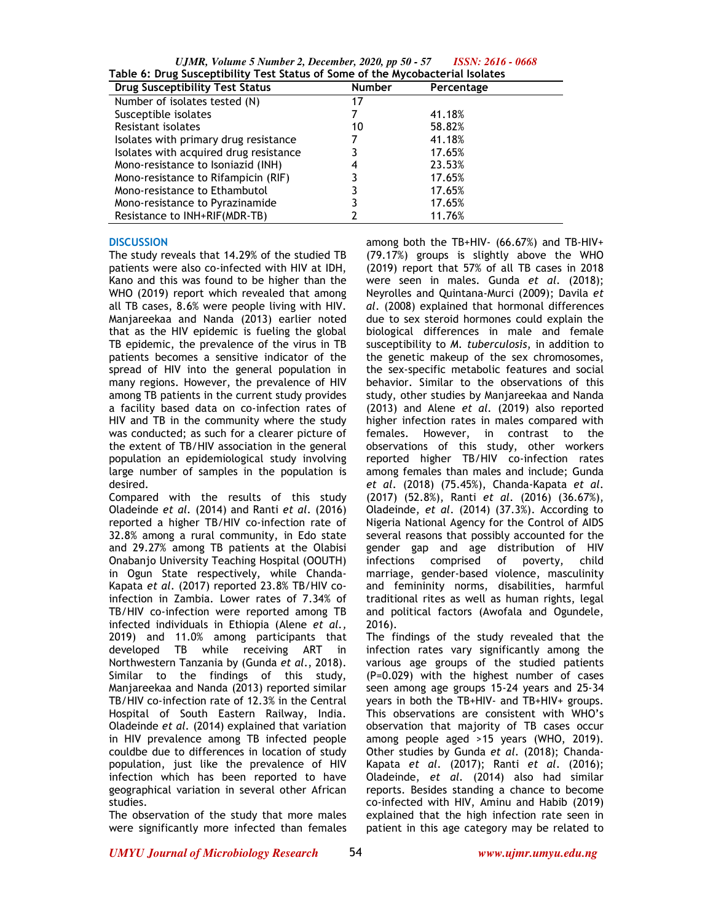Table 6: Drug Susceptibility Test Status of Some of the Mycobacterial Isolates

| Drug Susceptibility Test Status | Number | Percentage |
|---|---|---|
| Number of isolates tested (N) | 17 | |
| Susceptible isolates | 7 | 41.18% |
| Resistant isolates | 10 | 58.82% |
| Isolates with primary drug resistance | 7 | 41.18% |
| Isolates with acquired drug resistance | 3 | 17.65% |
| Mono-resistance to Isoniazid (INH) | 4 | 23.53% |
| Mono-resistance to Rifampicin (RIF) | 3 | 17.65% |
| Mono-resistance to Ethambutol | 3 | 17.65% |
| Mono-resistance to Pyrazinamide | 3 | 17.65% |
| Resistance to INH+RIF(MDR-TB) | 2 | 11.76% |

## DISCUSSION

The study reveals that 14.29% of the studied TB patients were also co-infected with HIV at IDH, Kano and this was found to be higher than the WHO (2019) report which revealed that among all TB cases, 8.6% were people living with HIV. Manjareekaa and Nanda (2013) earlier noted that as the HIV epidemic is fueling the global TB epidemic, the prevalence of the virus in TB patients becomes a sensitive indicator of the spread of HIV into the general population in many regions. However, the prevalence of HIV among TB patients in the current study provides a facility based data on co-infection rates of HIV and TB in the community where the study was conducted; as such for a clearer picture of the extent of TB/HIV association in the general population an epidemiological study involving large number of samples in the population is desired.

Compared with the results of this study Oladeinde *et al*. (2014) and Ranti *et al*. (2016) reported a higher TB/HIV co-infection rate of 32.8% among a rural community, in Edo state and 29.27% among TB patients at the Olabisi Onabanjo University Teaching Hospital (OOUTH) in Ogun State respectively, while Chanda-Kapata *et al*. (2017) reported 23.8% TB/HIV co-infection in Zambia. Lower rates of 7.34% of TB/HIV co-infection were reported among TB infected individuals in Ethiopia (Alene *et al.*, 2019) and 11.0% among participants that developed TB while receiving ART in Northwestern Tanzania by (Gunda *et al.*, 2018). Similar to the findings of this study, Manjareekaa and Nanda (2013) reported similar TB/HIV co-infection rate of 12.3% in the Central Hospital of South Eastern Railway, India. Oladeinde *et al*. (2014) explained that variation in HIV prevalence among TB infected people couldbe due to differences in location of study population, just like the prevalence of HIV infection which has been reported to have geographical variation in several other African studies.

The observation of the study that more males were significantly more infected than females among both the TB+HIV- (66.67%) and TB-HIV+ (79.17%) groups is slightly above the WHO (2019) report that 57% of all TB cases in 2018 were seen in males. Gunda *et al*. (2018); Neyrolles and Quintana-Murci (2009); Davila *et al*. (2008) explained that hormonal differences due to sex steroid hormones could explain the biological differences in male and female susceptibility to *M. tuberculosis*, in addition to the genetic makeup of the sex chromosomes, the sex-specific metabolic features and social behavior. Similar to the observations of this study, other studies by Manjareekaa and Nanda (2013) and Alene *et al*. (2019) also reported higher infection rates in males compared with females. However, in contrast to the observations of this study, other workers reported higher TB/HIV co-infection rates among females than males and include; Gunda *et al*. (2018) (75.45%), Chanda-Kapata *et al*. (2017) (52.8%), Ranti *et al*. (2016) (36.67%), Oladeinde, *et al*. (2014) (37.3%). According to Nigeria National Agency for the Control of AIDS several reasons that possibly accounted for the gender gap and age distribution of HIV infections comprised of poverty, child marriage, gender-based violence, masculinity and femininity norms, disabilities, harmful traditional rites as well as human rights, legal and political factors (Awofala and Ogundele, 2016).

The findings of the study revealed that the infection rates vary significantly among the various age groups of the studied patients (P=0.029) with the highest number of cases seen among age groups 15-24 years and 25-34 years in both the TB+HIV- and TB+HIV+ groups. This observations are consistent with WHO's observation that majority of TB cases occur among people aged >15 years (WHO, 2019). Other studies by Gunda *et al*. (2018); Chanda-Kapata *et al*. (2017); Ranti *et al*. (2016); Oladeinde, *et al*. (2014) also had similar reports. Besides standing a chance to become co-infected with HIV, Aminu and Habib (2019) explained that the high infection rate seen in patient in this age category may be related to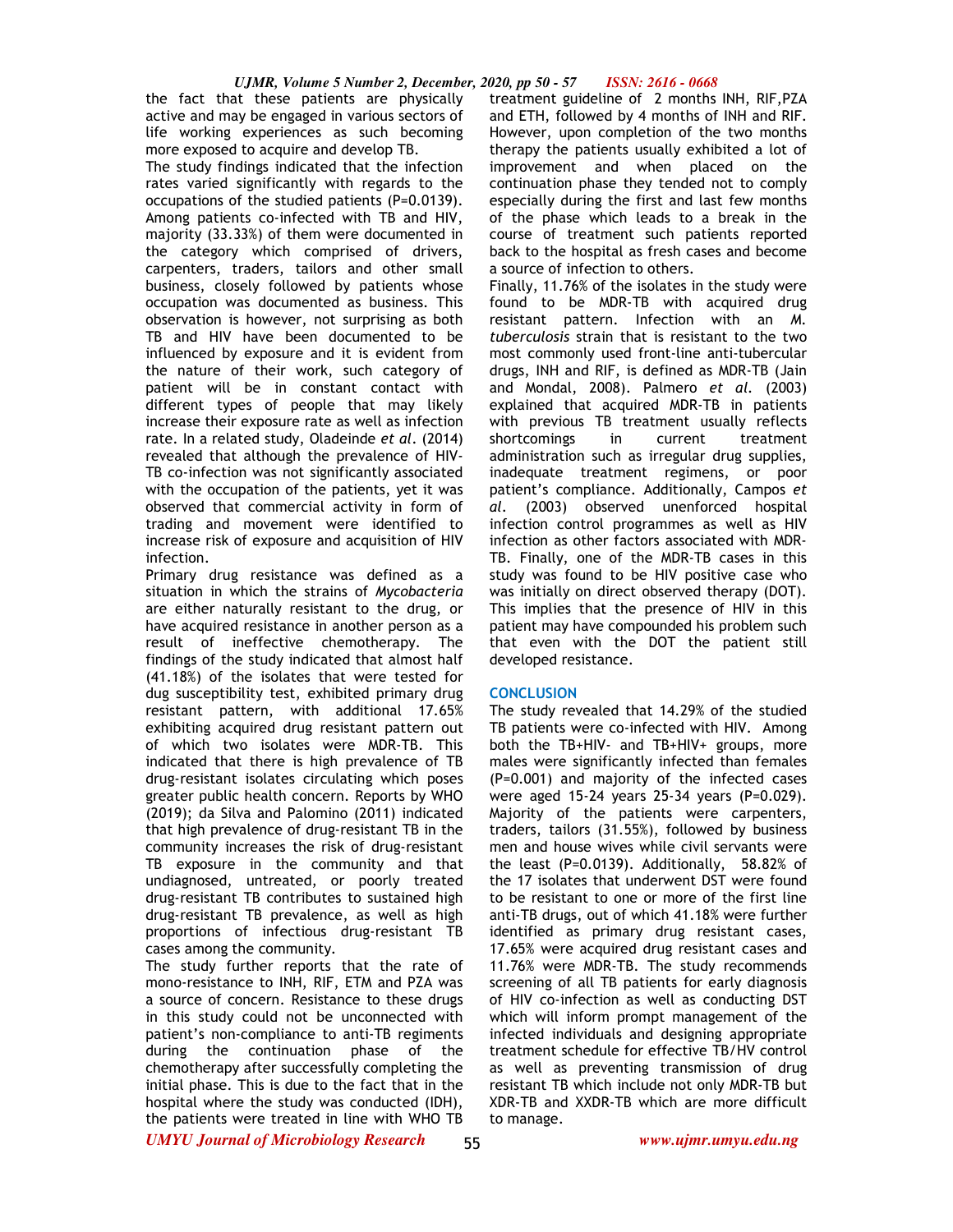the fact that these patients are physically active and may be engaged in various sectors of life working experiences as such becoming more exposed to acquire and develop TB.

The study findings indicated that the infection rates varied significantly with regards to the occupations of the studied patients (P=0.0139). Among patients co-infected with TB and HIV, majority (33.33%) of them were documented in the category which comprised of drivers, carpenters, traders, tailors and other small business, closely followed by patients whose occupation was documented as business. This observation is however, not surprising as both TB and HIV have been documented to be influenced by exposure and it is evident from the nature of their work, such category of patient will be in constant contact with different types of people that may likely increase their exposure rate as well as infection rate. In a related study, Oladeinde *et al*. (2014) revealed that although the prevalence of HIV-TB co-infection was not significantly associated with the occupation of the patients, yet it was observed that commercial activity in form of trading and movement were identified to increase risk of exposure and acquisition of HIV infection.

Primary drug resistance was defined as a situation in which the strains of *Mycobacteria* are either naturally resistant to the drug, or have acquired resistance in another person as a result of ineffective chemotherapy. The findings of the study indicated that almost half (41.18%) of the isolates that were tested for dug susceptibility test, exhibited primary drug resistant pattern, with additional 17.65% exhibiting acquired drug resistant pattern out of which two isolates were MDR-TB. This indicated that there is high prevalence of TB drug-resistant isolates circulating which poses greater public health concern. Reports by WHO (2019); da Silva and Palomino (2011) indicated that high prevalence of drug-resistant TB in the community increases the risk of drug-resistant TB exposure in the community and that undiagnosed, untreated, or poorly treated drug-resistant TB contributes to sustained high drug-resistant TB prevalence, as well as high proportions of infectious drug-resistant TB cases among the community.

The study further reports that the rate of mono-resistance to INH, RIF, ETM and PZA was a source of concern. Resistance to these drugs in this study could not be unconnected with patient's non-compliance to anti-TB regiments during the continuation phase of the chemotherapy after successfully completing the initial phase. This is due to the fact that in the hospital where the study was conducted (IDH), the patients were treated in line with WHO TB treatment guideline of 2 months INH, RIF,PZA and ETH, followed by 4 months of INH and RIF. However, upon completion of the two months therapy the patients usually exhibited a lot of improvement and when placed on the continuation phase they tended not to comply especially during the first and last few months of the phase which leads to a break in the course of treatment such patients reported back to the hospital as fresh cases and become a source of infection to others.

Finally, 11.76% of the isolates in the study were found to be MDR-TB with acquired drug resistant pattern. Infection with an *M. tuberculosis* strain that is resistant to the two most commonly used front-line anti-tubercular drugs, INH and RIF, is defined as MDR-TB (Jain and Mondal, 2008). Palmero *et al*. (2003) explained that acquired MDR-TB in patients with previous TB treatment usually reflects shortcomings in current treatment administration such as irregular drug supplies, inadequate treatment regimens, or poor patient's compliance. Additionally, Campos *et al*. (2003) observed unenforced hospital infection control programmes as well as HIV infection as other factors associated with MDR-TB. Finally, one of the MDR-TB cases in this study was found to be HIV positive case who was initially on direct observed therapy (DOT). This implies that the presence of HIV in this patient may have compounded his problem such that even with the DOT the patient still developed resistance.

## CONCLUSION

The study revealed that 14.29% of the studied TB patients were co-infected with HIV. Among both the TB+HIV- and TB+HIV+ groups, more males were significantly infected than females (P=0.001) and majority of the infected cases were aged 15-24 years 25-34 years (P=0.029). Majority of the patients were carpenters, traders, tailors (31.55%), followed by business men and house wives while civil servants were the least (P=0.0139). Additionally, 58.82% of the 17 isolates that underwent DST were found to be resistant to one or more of the first line anti-TB drugs, out of which 41.18% were further identified as primary drug resistant cases, 17.65% were acquired drug resistant cases and 11.76% were MDR-TB. The study recommends screening of all TB patients for early diagnosis of HIV co-infection as well as conducting DST which will inform prompt management of the infected individuals and designing appropriate treatment schedule for effective TB/HV control as well as preventing transmission of drug resistant TB which include not only MDR-TB but XDR-TB and XXDR-TB which are more difficult to manage.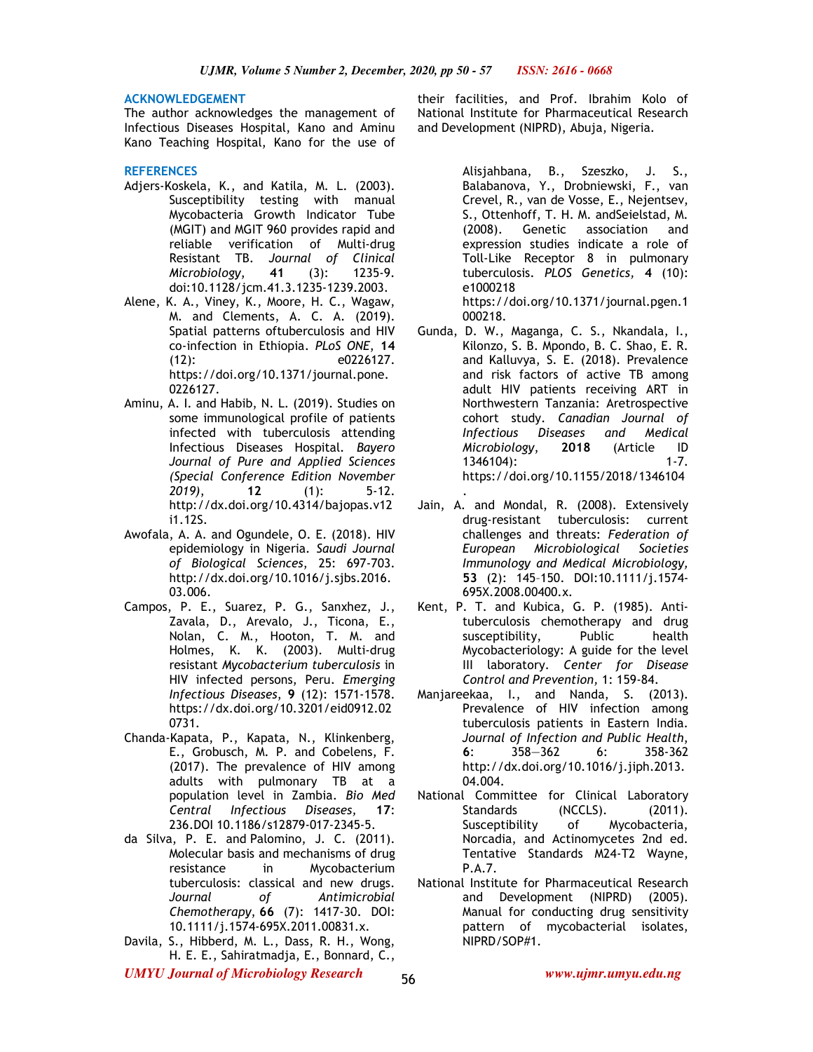## ACKNOWLEDGEMENT

The author acknowledges the management of Infectious Diseases Hospital, Kano and Aminu Kano Teaching Hospital, Kano for the use of their facilities, and Prof. Ibrahim Kolo of National Institute for Pharmaceutical Research and Development (NIPRD), Abuja, Nigeria.

## REFERENCES

Adjers-Koskela, K., and Katila, M. L. (2003). Susceptibility testing with manual Mycobacteria Growth Indicator Tube (MGIT) and MGIT 960 provides rapid and reliable verification of Multi-drug Resistant TB. *Journal of Clinical Microbiology*, **41** (3): 1235-9. doi:10.1128/jcm.41.3.1235-1239.2003.

Alene, K. A., Viney, K., Moore, H. C., Wagaw, M. and Clements, A. C. A. (2019). Spatial patterns oftuberculosis and HIV co-infection in Ethiopia. *PLoS ONE*, **14** (12): e0226127. https://doi.org/10.1371/journal.pone.0226127.

Aminu, A. I. and Habib, N. L. (2019). Studies on some immunological profile of patients infected with tuberculosis attending Infectious Diseases Hospital. *Bayero Journal of Pure and Applied Sciences (Special Conference Edition November 2019)*, **12** (1): 5-12. http://dx.doi.org/10.4314/bajopas.v12i1.12S.

Awofala, A. A. and Ogundele, O. E. (2018). HIV epidemiology in Nigeria. *Saudi Journal of Biological Sciences*, 25: 697-703. http://dx.doi.org/10.1016/j.sjbs.2016.03.006.

Campos, P. E., Suarez, P. G., Sanxhez, J., Zavala, D., Arevalo, J., Ticona, E., Nolan, C. M., Hooton, T. M. and Holmes, K. K. (2003). Multi-drug resistant *Mycobacterium tuberculosis* in HIV infected persons, Peru. *Emerging Infectious Diseases*, **9** (12): 1571-1578. https://dx.doi.org/10.3201/eid0912.020731.

Chanda-Kapata, P., Kapata, N., Klinkenberg, E., Grobusch, M. P. and Cobelens, F. (2017). The prevalence of HIV among adults with pulmonary TB at a population level in Zambia. *Bio Med Central Infectious Diseases*, **17**: 236.DOI 10.1186/s12879-017-2345-5.

da Silva, P. E. and Palomino, J. C. (2011). Molecular basis and mechanisms of drug resistance in Mycobacterium tuberculosis: classical and new drugs. *Journal of Antimicrobial Chemotherapy*, **66** (7): 1417-30. DOI: 10.1111/j.1574-695X.2011.00831.x.

Davila, S., Hibberd, M. L., Dass, R. H., Wong, H. E. E., Sahiratmadja, E., Bonnard, C., Alisjahbana, B., Szeszko, J. S., Balabanova, Y., Drobniewski, F., van Crevel, R., van de Vosse, E., Nejentsev, S., Ottenhoff, T. H. M. andSeielstad, M. (2008). Genetic association and expression studies indicate a role of Toll-Like Receptor 8 in pulmonary tuberculosis. *PLOS Genetics,* **4** (10): e1000218 https://doi.org/10.1371/journal.pgen.1000218.

Gunda, D. W., Maganga, C. S., Nkandala, I., Kilonzo, S. B. Mpondo, B. C. Shao, E. R. and Kalluvya, S. E. (2018). Prevalence and risk factors of active TB among adult HIV patients receiving ART in Northwestern Tanzania: Aretrospective cohort study. *Canadian Journal of Infectious Diseases and Medical Microbiology*, **2018** (Article ID 1346104): 1-7. https://doi.org/10.1155/2018/1346104.

Jain, A. and Mondal, R. (2008). Extensively drug-resistant tuberculosis: current challenges and threats: *Federation of European Microbiological Societies Immunology and Medical Microbiology,* **53** (2): 145–150. DOI:10.1111/j.1574-695X.2008.00400.x.

Kent, P. T. and Kubica, G. P. (1985). Anti-tuberculosis chemotherapy and drug susceptibility, Public health Mycobacteriology: A guide for the level III laboratory. *Center for Disease Control and Prevention,* 1: 159-84.

Manjareekaa, I., and Nanda, S. (2013). Prevalence of HIV infection among tuberculosis patients in Eastern India. *Journal of Infection and Public Health,* **6**: 358—362 6: 358-362 http://dx.doi.org/10.1016/j.jiph.2013.04.004.

National Committee for Clinical Laboratory Standards (NCCLS). (2011). Susceptibility of Mycobacteria, Norcadia, and Actinomycetes 2nd ed. Tentative Standards M24-T2 Wayne, P.A.7.

National Institute for Pharmaceutical Research and Development (NIPRD) (2005). Manual for conducting drug sensitivity pattern of mycobacterial isolates, NIPRD/SOP#1.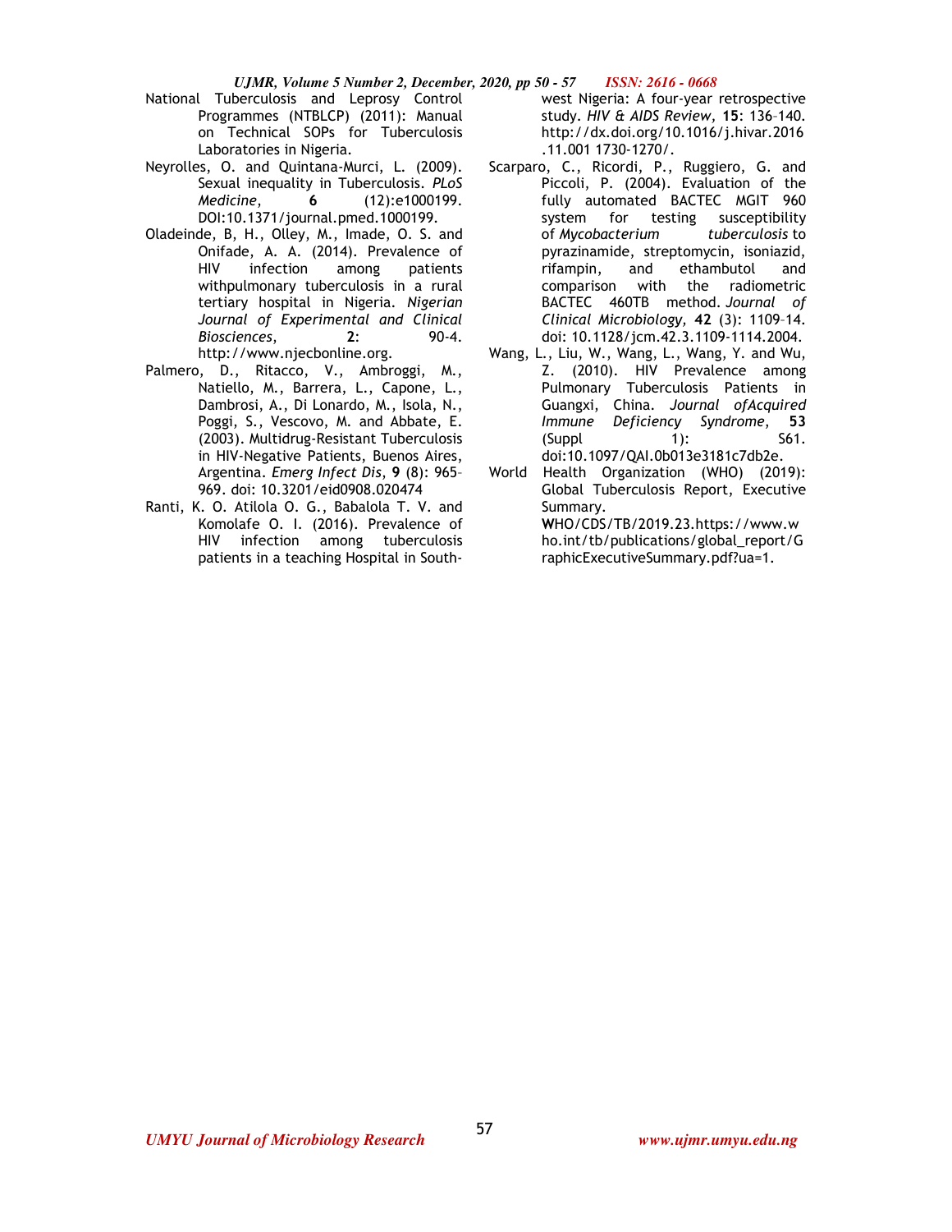National Tuberculosis and Leprosy Control Programmes (NTBLCP) (2011): Manual on Technical SOPs for Tuberculosis Laboratories in Nigeria.

Neyrolles, O. and Quintana-Murci, L. (2009). Sexual inequality in Tuberculosis. *PLoS Medicine*, **6** (12):e1000199. DOI:10.1371/journal.pmed.1000199.

Oladeinde, B, H., Olley, M., Imade, O. S. and Onifade, A. A. (2014). Prevalence of HIV infection among patients withpulmonary tuberculosis in a rural tertiary hospital in Nigeria. *Nigerian Journal of Experimental and Clinical Biosciences*, **2**: 90-4. http://www.njecbonline.org.

Palmero, D., Ritacco, V., Ambroggi, M., Natiello, M., Barrera, L., Capone, L., Dambrosi, A., Di Lonardo, M., Isola, N., Poggi, S., Vescovo, M. and Abbate, E. (2003). Multidrug-Resistant Tuberculosis in HIV-Negative Patients, Buenos Aires, Argentina. *Emerg Infect Dis*, **9** (8): 965–969. doi: 10.3201/eid0908.020474

Ranti, K. O. Atilola O. G., Babalola T. V. and Komolafe O. I. (2016). Prevalence of HIV infection among tuberculosis patients in a teaching Hospital in South-west Nigeria: A four-year retrospective study. *HIV & AIDS Review,* **15**: 136–140. http://dx.doi.org/10.1016/j.hivar.2016.11.001 1730-1270/.

Scarparo, C., Ricordi, P., Ruggiero, G. and Piccoli, P. (2004). Evaluation of the fully automated BACTEC MGIT 960 system for testing susceptibility of *Mycobacterium tuberculosis* to pyrazinamide, streptomycin, isoniazid, rifampin, and ethambutol and comparison with the radiometric BACTEC 460TB method. *Journal of Clinical Microbiology,* **42** (3): 1109–14. doi: 10.1128/jcm.42.3.1109-1114.2004.

Wang, L., Liu, W., Wang, L., Wang, Y. and Wu, Z. (2010). HIV Prevalence among Pulmonary Tuberculosis Patients in Guangxi, China. *Journal ofAcquired Immune Deficiency Syndrome*, **53** (Suppl 1): S61. doi:10.1097/QAI.0b013e3181c7db2e.

World Health Organization (WHO) (2019): Global Tuberculosis Report, Executive Summary. WHO/CDS/TB/2019.23.https://www.who.int/tb/publications/global_report/GraphicExecutiveSummary.pdf?ua=1.